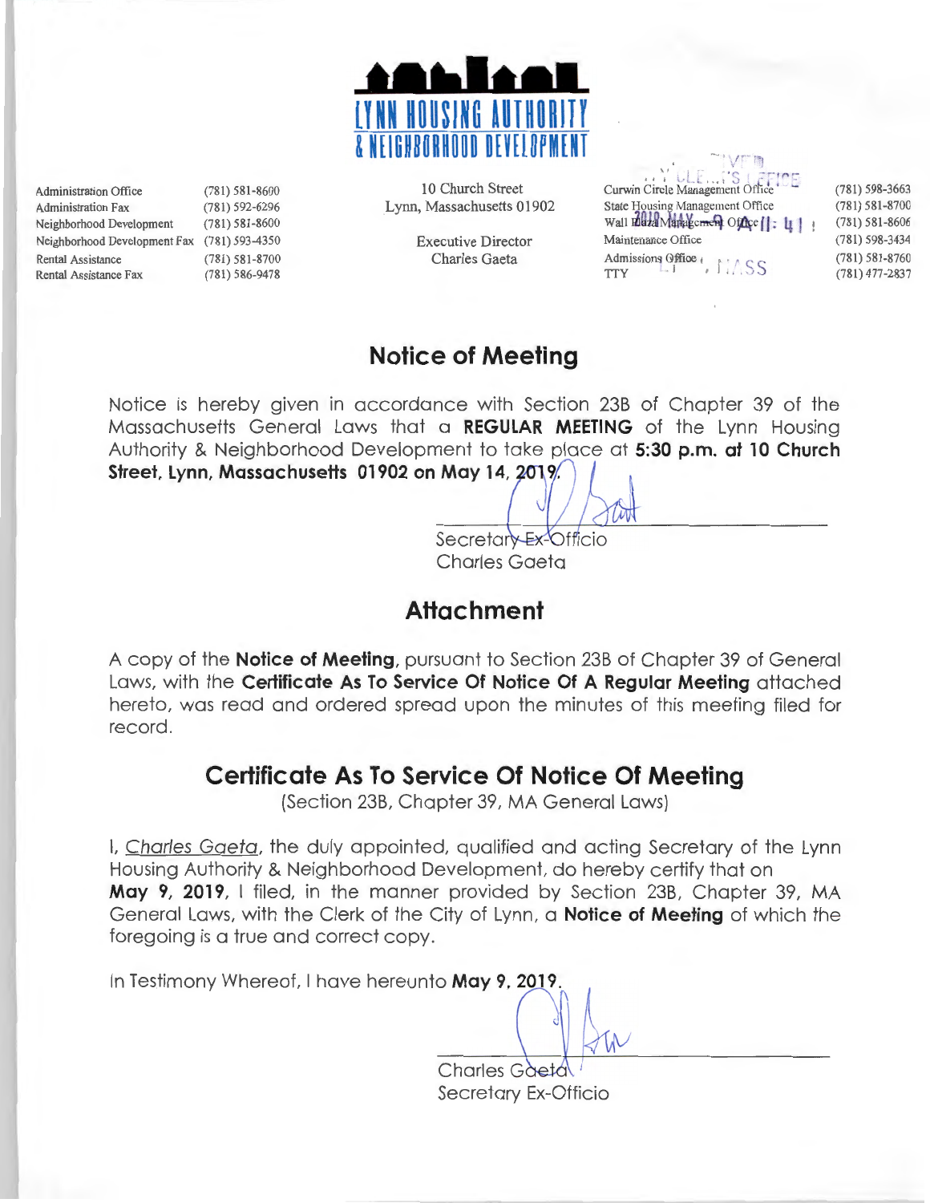# LYNN HOUSING AUTHORITY & NEIGHBORHOOD DEVELOPMENT

| | |
|---|---|
| Administration Office | (781) 581-8600 |
| Administration Fax | (781) 592-6296 |
| Neighborhood Development | (781) 581-8600 |
| Neighborhood Development Fax | (781) 593-4350 |
| Rental Assistance | (781) 581-8700 |
| Rental Assistance Fax | (781) 586-9478 |

10 Church Street
Lynn, Massachusetts 01902

Executive Director
Charles Gaeta

| | |
|---|---|
| Curwin Circle Management Office | (781) 598-3663 |
| State Housing Management Office | (781) 581-8700 |
| Wall Plaza Management Office | (781) 581-8606 |
| Maintenance Office | (781) 598-3434 |
| Admissions Office | (781) 581-8760 |
| TTY | (781) 477-2837 |

## Notice of Meeting

Notice is hereby given in accordance with Section 23B of Chapter 39 of the Massachusetts General Laws that a **REGULAR MEETING** of the Lynn Housing Authority & Neighborhood Development to take place at **5:30 p.m. at 10 Church Street, Lynn, Massachusetts 01902 on May 14, 2019.**

Secretary Ex-Officio
Charles Gaeta

## Attachment

A copy of the **Notice of Meeting**, pursuant to Section 23B of Chapter 39 of General Laws, with the **Certificate As To Service Of Notice Of A Regular Meeting** attached hereto, was read and ordered spread upon the minutes of this meeting filed for record.

## Certificate As To Service Of Notice Of Meeting

(Section 23B, Chapter 39, MA General Laws)

I, Charles Gaeta, the duly appointed, qualified and acting Secretary of the Lynn Housing Authority & Neighborhood Development, do hereby certify that on **May 9, 2019**, I filed, in the manner provided by Section 23B, Chapter 39, MA General Laws, with the Clerk of the City of Lynn, a **Notice of Meeting** of which the foregoing is a true and correct copy.

In Testimony Whereof, I have hereunto **May 9, 2019**.

Charles Gaeta
Secretary Ex-Officio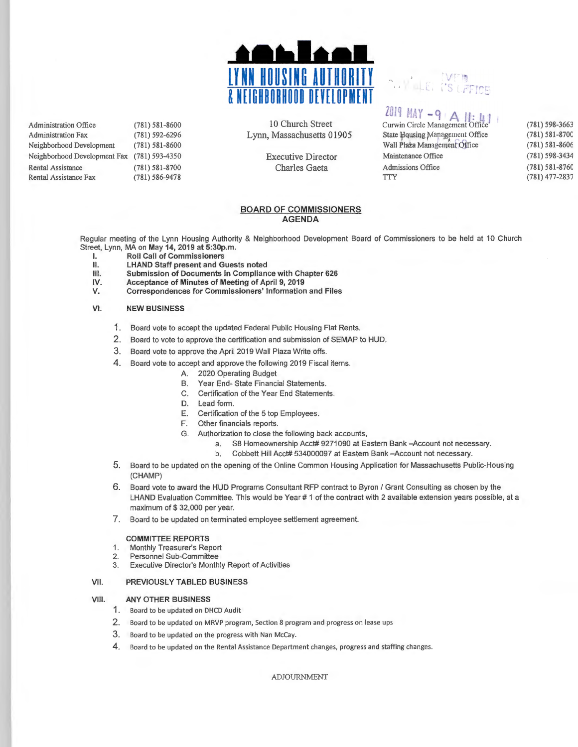# LYNN HOUSING AUTHORITY & NEIGHBORHOOD DEVELOPMENT

2019 MAY -9 A 11:41

| | | | | |
|---|---|---|---|---|
| Administration Office | (781) 581-8600 | 10 Church Street | Curwin Circle Management Office | (781) 598-3663 |
| Administration Fax | (781) 592-6296 | Lynn, Massachusetts 01905 | State Housing Management Office | (781) 581-8700 |
| Neighborhood Development | (781) 581-8600 | | Wall Plaza Management Office | (781) 581-8606 |
| Neighborhood Development Fax | (781) 593-4350 | Executive Director | Maintenance Office | (781) 598-3434 |
| Rental Assistance | (781) 581-8700 | Charles Gaeta | Admissions Office | (781) 581-8760 |
| Rental Assistance Fax | (781) 586-9478 | | TTY | (781) 477-2837 |

## BOARD OF COMMISSIONERS
## AGENDA

Regular meeting of the Lynn Housing Authority & Neighborhood Development Board of Commissioners to be held at 10 Church Street, Lynn, MA on **May 14, 2019 at 5:30p.m.**

- **I. Roll Call of Commissioners**
- **II. LHAND Staff present and Guests noted**
- **III. Submission of Documents in Compliance with Chapter 626**
- **IV. Acceptance of Minutes of Meeting of April 9, 2019**
- **V. Correspondences for Commissioners' Information and Files**

**VI. NEW BUSINESS**

1. Board vote to accept the updated Federal Public Housing Flat Rents.
2. Board to vote to approve the certification and submission of SEMAP to HUD.
3. Board vote to approve the April 2019 Wall Plaza Write offs.
4. Board vote to accept and approve the following 2019 Fiscal items.
   - A. 2020 Operating Budget
   - B. Year End- State Financial Statements.
   - C. Certification of the Year End Statements.
   - D. Lead form.
   - E. Certification of the 5 top Employees.
   - F. Other financials reports.
   - G. Authorization to close the following back accounts,
     - a. S8 Homeownership Acct# 9271090 at Eastern Bank –Account not necessary.
     - b. Cobbett Hill Acct# 534000097 at Eastern Bank –Account not necessary.
5. Board to be updated on the opening of the Online Common Housing Application for Massachusetts Public-Housing (CHAMP)
6. Board vote to award the HUD Programs Consultant RFP contract to Byron / Grant Consulting as chosen by the LHAND Evaluation Committee. This would be Year # 1 of the contract with 2 available extension years possible, at a maximum of $ 32,000 per year.
7. Board to be updated on terminated employee settlement agreement.

**COMMITTEE REPORTS**

1. Monthly Treasurer's Report
2. Personnel Sub-Committee
3. Executive Director's Monthly Report of Activities

**VII. PREVIOUSLY TABLED BUSINESS**

**VIII. ANY OTHER BUSINESS**

1. Board to be updated on DHCD Audit
2. Board to be updated on MRVP program, Section 8 program and progress on lease ups
3. Board to be updated on the progress with Nan McCay.
4. Board to be updated on the Rental Assistance Department changes, progress and staffing changes.

ADJOURNMENT